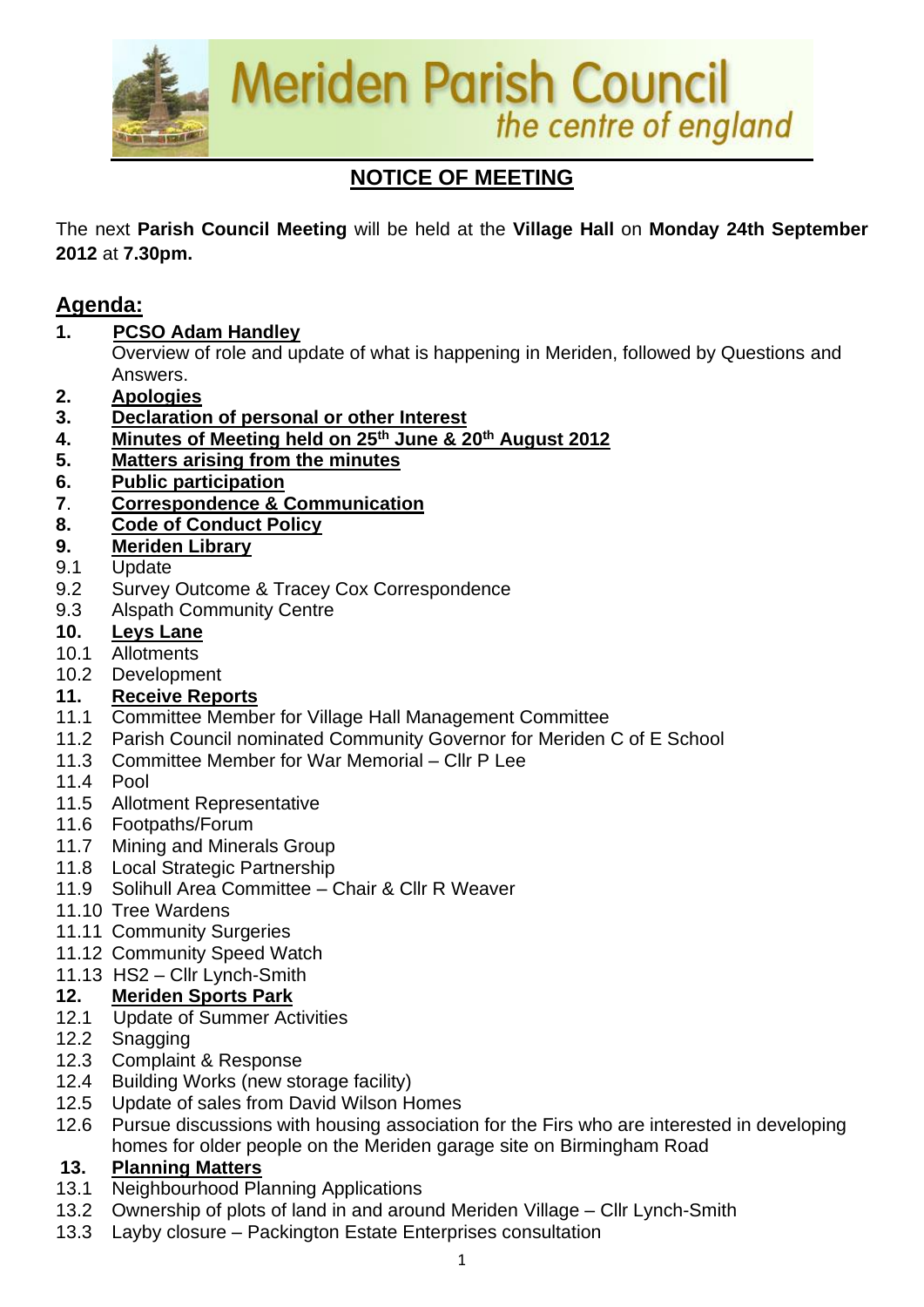# Meriden Parish Council

*the centre of england*

## NOTICE OF MEETING

The next **Parish Council Meeting** will be held at the **Village Hall** on **Monday 24th September 2012** at **7.30pm.**

## Agenda:

**1. PCSO Adam Handley**
Overview of role and update of what is happening in Meriden, followed by Questions and Answers.

**2. Apologies**

**3. Declaration of personal or other Interest**

**4. Minutes of Meeting held on 25th June & 20th August 2012**

**5. Matters arising from the minutes**

**6. Public participation**

**7. Correspondence & Communication**

**8. Code of Conduct Policy**

**9. Meriden Library**

- 9.1 Update
- 9.2 Survey Outcome & Tracey Cox Correspondence
- 9.3 Alspath Community Centre

**10. Leys Lane**

- 10.1 Allotments
- 10.2 Development

**11. Receive Reports**

- 11.1 Committee Member for Village Hall Management Committee
- 11.2 Parish Council nominated Community Governor for Meriden C of E School
- 11.3 Committee Member for War Memorial – Cllr P Lee
- 11.4 Pool
- 11.5 Allotment Representative
- 11.6 Footpaths/Forum
- 11.7 Mining and Minerals Group
- 11.8 Local Strategic Partnership
- 11.9 Solihull Area Committee – Chair & Cllr R Weaver
- 11.10 Tree Wardens
- 11.11 Community Surgeries
- 11.12 Community Speed Watch
- 11.13 HS2 – Cllr Lynch-Smith

**12. Meriden Sports Park**

- 12.1 Update of Summer Activities
- 12.2 Snagging
- 12.3 Complaint & Response
- 12.4 Building Works (new storage facility)
- 12.5 Update of sales from David Wilson Homes
- 12.6 Pursue discussions with housing association for the Firs who are interested in developing homes for older people on the Meriden garage site on Birmingham Road

**13. Planning Matters**

- 13.1 Neighbourhood Planning Applications
- 13.2 Ownership of plots of land in and around Meriden Village – Cllr Lynch-Smith
- 13.3 Layby closure – Packington Estate Enterprises consultation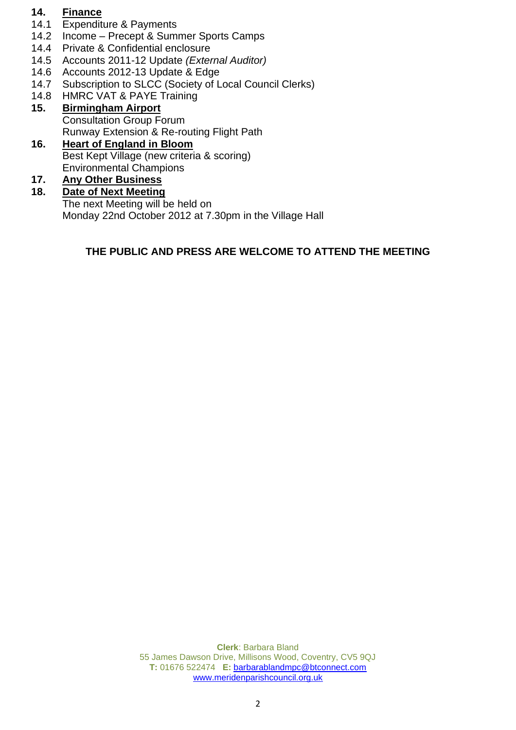**14. Finance**

14.1 Expenditure & Payments
14.2 Income – Precept & Summer Sports Camps
14.4 Private & Confidential enclosure
14.5 Accounts 2011-12 Update *(External Auditor)*
14.6 Accounts 2012-13 Update & Edge
14.7 Subscription to SLCC (Society of Local Council Clerks)
14.8 HMRC VAT & PAYE Training

**15. Birmingham Airport**

Consultation Group Forum
Runway Extension & Re-routing Flight Path

**16. Heart of England in Bloom**

Best Kept Village (new criteria & scoring)
Environmental Champions

**17. Any Other Business**

**18. Date of Next Meeting**

The next Meeting will be held on
Monday 22nd October 2012 at 7.30pm in the Village Hall

**THE PUBLIC AND PRESS ARE WELCOME TO ATTEND THE MEETING**

**Clerk**: Barbara Bland
55 James Dawson Drive, Millisons Wood, Coventry, CV5 9QJ
**T:** 01676 522474 **E:** barbarablandmpc@btconnect.com
www.meridenparishcouncil.org.uk